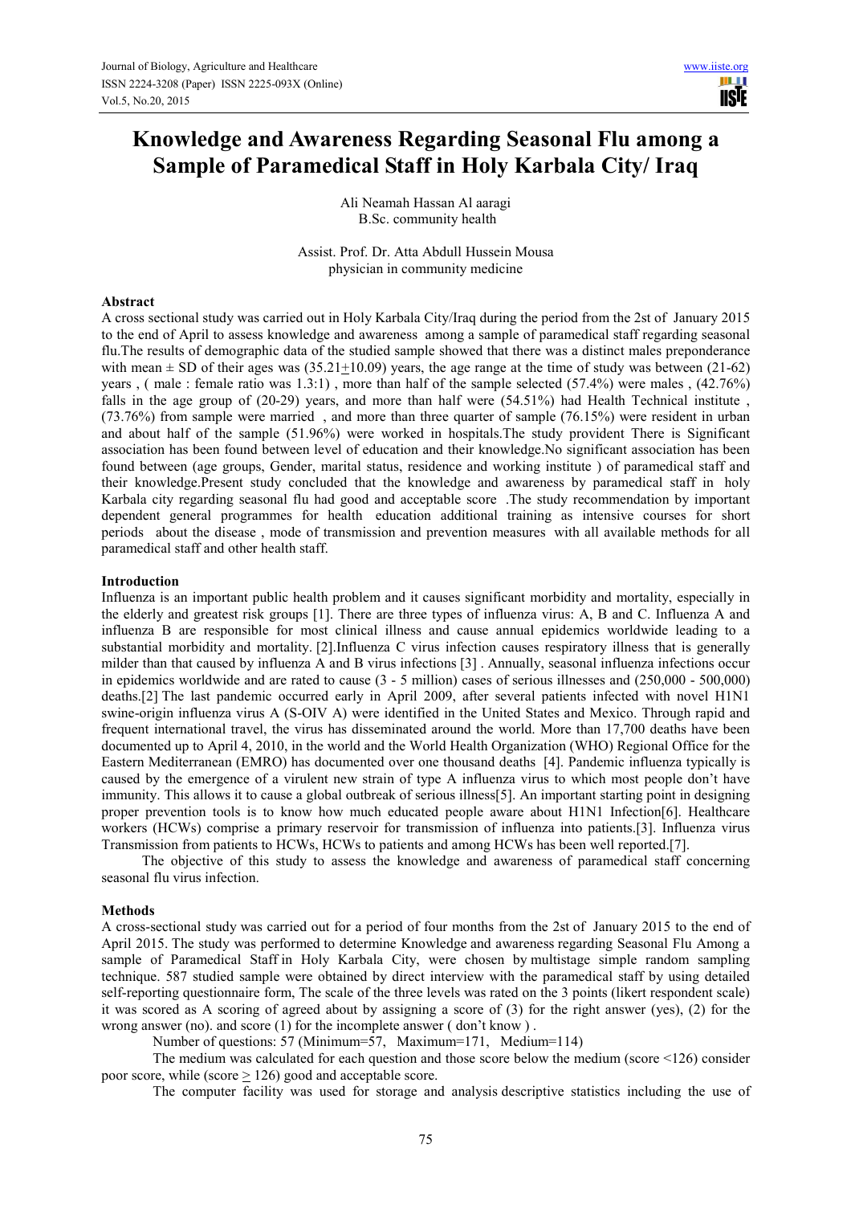# Knowledge and Awareness Regarding Seasonal Flu among a Sample of Paramedical Staff in Holy Karbala City/ Iraq

Ali Neamah Hassan Al aaragi
B.Sc. community health

Assist. Prof. Dr. Atta Abdull Hussein Mousa
physician in community medicine

## Abstract

A cross sectional study was carried out in Holy Karbala City/Iraq during the period from the 2st of January 2015 to the end of April to assess knowledge and awareness among a sample of paramedical staff regarding seasonal flu.The results of demographic data of the studied sample showed that there was a distinct males preponderance with mean ± SD of their ages was (35.21±10.09) years, the age range at the time of study was between (21-62) years , ( male : female ratio was 1.3:1) , more than half of the sample selected (57.4%) were males , (42.76%) falls in the age group of (20-29) years, and more than half were (54.51%) had Health Technical institute , (73.76%) from sample were married , and more than three quarter of sample (76.15%) were resident in urban and about half of the sample (51.96%) were worked in hospitals.The study provident There is Significant association has been found between level of education and their knowledge.No significant association has been found between (age groups, Gender, marital status, residence and working institute ) of paramedical staff and their knowledge.Present study concluded that the knowledge and awareness by paramedical staff in holy Karbala city regarding seasonal flu had good and acceptable score .The study recommendation by important dependent general programmes for health education additional training as intensive courses for short periods about the disease , mode of transmission and prevention measures with all available methods for all paramedical staff and other health staff.

## Introduction

Influenza is an important public health problem and it causes significant morbidity and mortality, especially in the elderly and greatest risk groups [1]. There are three types of influenza virus: A, B and C. Influenza A and influenza B are responsible for most clinical illness and cause annual epidemics worldwide leading to a substantial morbidity and mortality. [2].Influenza C virus infection causes respiratory illness that is generally milder than that caused by influenza A and B virus infections [3] . Annually, seasonal influenza infections occur in epidemics worldwide and are rated to cause (3 - 5 million) cases of serious illnesses and (250,000 - 500,000) deaths.[2] The last pandemic occurred early in April 2009, after several patients infected with novel H1N1 swine-origin influenza virus A (S-OIV A) were identified in the United States and Mexico. Through rapid and frequent international travel, the virus has disseminated around the world. More than 17,700 deaths have been documented up to April 4, 2010, in the world and the World Health Organization (WHO) Regional Office for the Eastern Mediterranean (EMRO) has documented over one thousand deaths [4]. Pandemic influenza typically is caused by the emergence of a virulent new strain of type A influenza virus to which most people don't have immunity. This allows it to cause a global outbreak of serious illness[5]. An important starting point in designing proper prevention tools is to know how much educated people aware about H1N1 Infection[6]. Healthcare workers (HCWs) comprise a primary reservoir for transmission of influenza into patients.[3]. Influenza virus Transmission from patients to HCWs, HCWs to patients and among HCWs has been well reported.[7].

The objective of this study to assess the knowledge and awareness of paramedical staff concerning seasonal flu virus infection.

## Methods

A cross-sectional study was carried out for a period of four months from the 2st of January 2015 to the end of April 2015. The study was performed to determine Knowledge and awareness regarding Seasonal Flu Among a sample of Paramedical Staff in Holy Karbala City, were chosen by multistage simple random sampling technique. 587 studied sample were obtained by direct interview with the paramedical staff by using detailed self-reporting questionnaire form, The scale of the three levels was rated on the 3 points (likert respondent scale) it was scored as A scoring of agreed about by assigning a score of (3) for the right answer (yes), (2) for the wrong answer (no). and score (1) for the incomplete answer ( don't know ) .

Number of questions: 57 (Minimum=57, Maximum=171, Medium=114)

The medium was calculated for each question and those score below the medium (score <126) consider poor score, while (score ≥ 126) good and acceptable score.

The computer facility was used for storage and analysis descriptive statistics including the use of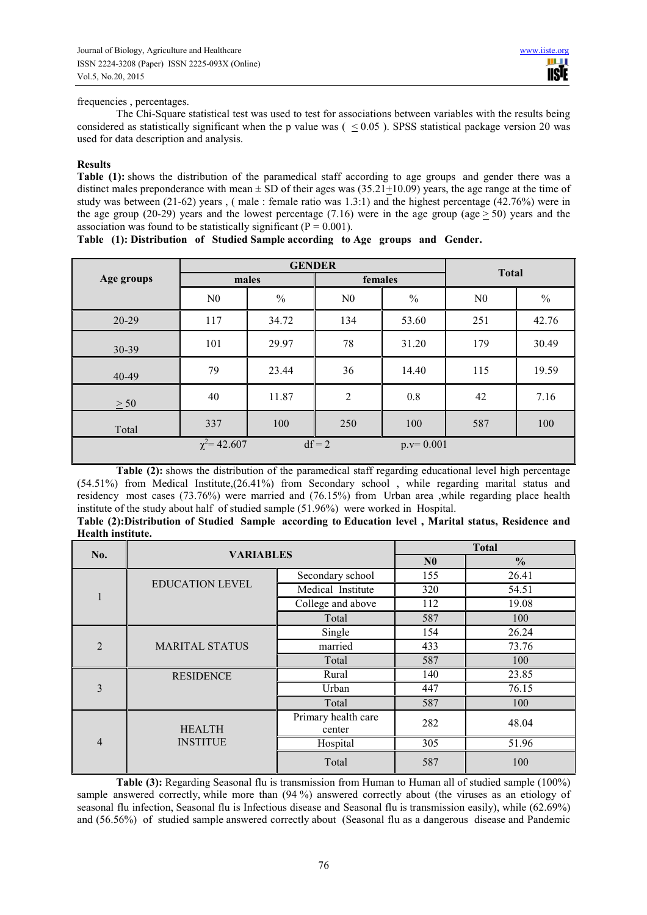frequencies , percentages.

The Chi-Square statistical test was used to test for associations between variables with the results being considered as statistically significant when the p value was ( $\leq 0.05$ ). SPSS statistical package version 20 was used for data description and analysis.

**Results**

**Table (1):** shows the distribution of the paramedical staff according to age groups and gender there was a distinct males preponderance with mean ± SD of their ages was ($35.21 \pm 10.09$) years, the age range at the time of study was between (21-62) years , ( male : female ratio was 1.3:1) and the highest percentage (42.76%) were in the age group (20-29) years and the lowest percentage (7.16) were in the age group (age $\geq 50$) years and the association was found to be statistically significant ($P = 0.001$).

**Table (1): Distribution of Studied Sample according to Age groups and Gender.**

| Age groups | GENDER | | | | Total | |
|---|---|---|---|---|---|---|
| | males | | females | | | |
| | N0 | % | N0 | % | N0 | % |
| 20-29 | 117 | 34.72 | 134 | 53.60 | 251 | 42.76 |
| 30-39 | 101 | 29.97 | 78 | 31.20 | 179 | 30.49 |
| 40-49 | 79 | 23.44 | 36 | 14.40 | 115 | 19.59 |
| $\geq 50$ | 40 | 11.87 | 2 | 0.8 | 42 | 7.16 |
| Total | 337 | 100 | 250 | 100 | 587 | 100 |
| $\chi^2 = 42.607$ | | df = 2 | | p.v= 0.001 | | |

**Table (2):** shows the distribution of the paramedical staff regarding educational level high percentage (54.51%) from Medical Institute,(26.41%) from Secondary school , while regarding marital status and residency most cases (73.76%) were married and (76.15%) from Urban area ,while regarding place health institute of the study about half of studied sample (51.96%) were worked in Hospital.

**Table (2):Distribution of Studied Sample according to Education level , Marital status, Residence and Health institute.**

| No. | VARIABLES | | Total | |
|---|---|---|---|---|
| | | | N0 | % |
| 1 | EDUCATION LEVEL | Secondary school | 155 | 26.41 |
| | | Medical Institute | 320 | 54.51 |
| | | College and above | 112 | 19.08 |
| | | Total | 587 | 100 |
| 2 | MARITAL STATUS | Single | 154 | 26.24 |
| | | married | 433 | 73.76 |
| | | Total | 587 | 100 |
| 3 | RESIDENCE | Rural | 140 | 23.85 |
| | | Urban | 447 | 76.15 |
| | | Total | 587 | 100 |
| 4 | HEALTH INSTITUE | Primary health care center | 282 | 48.04 |
| | | Hospital | 305 | 51.96 |
| | | Total | 587 | 100 |

**Table (3):** Regarding Seasonal flu is transmission from Human to Human all of studied sample (100%) sample answered correctly, while more than (94 %) answered correctly about (the viruses as an etiology of seasonal flu infection, Seasonal flu is Infectious disease and Seasonal flu is transmission easily), while (62.69%) and (56.56%) of studied sample answered correctly about (Seasonal flu as a dangerous disease and Pandemic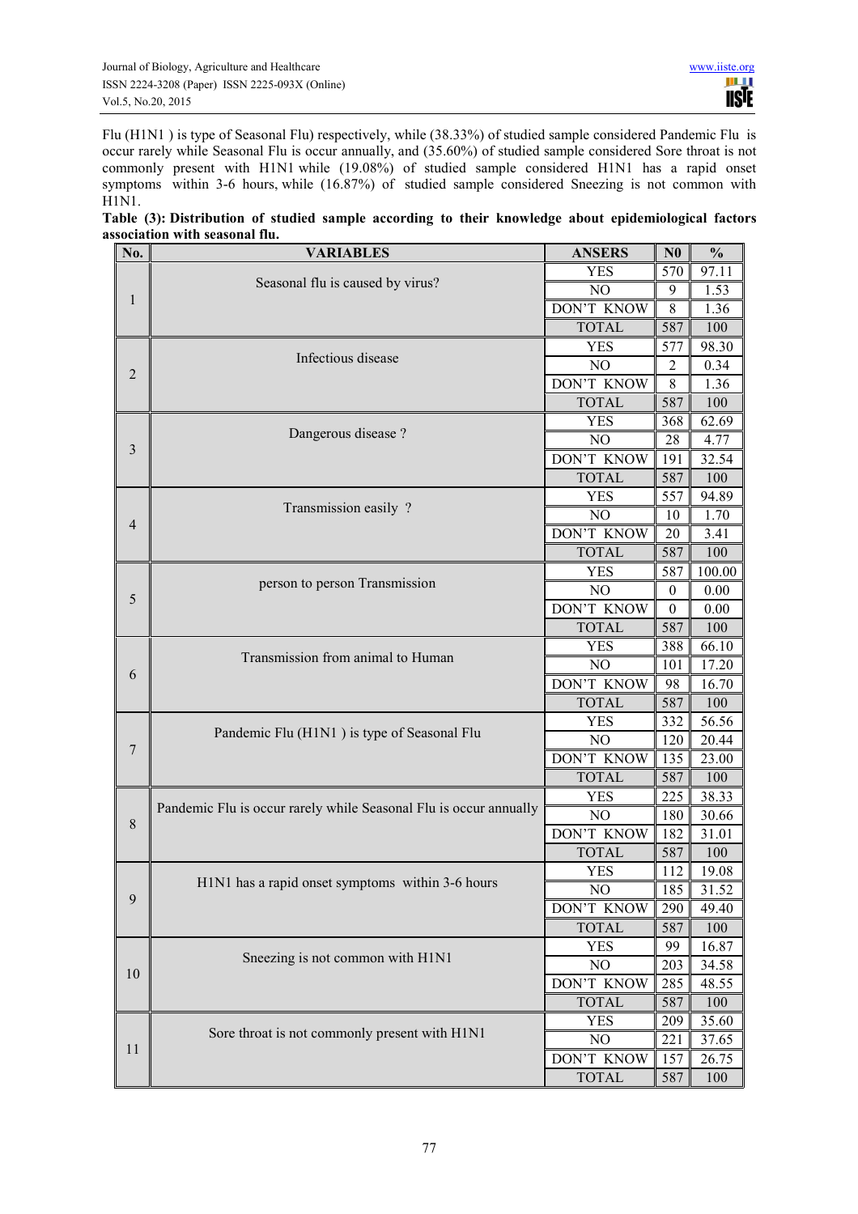Flu (H1N1 ) is type of Seasonal Flu) respectively, while (38.33%) of studied sample considered Pandemic Flu is occur rarely while Seasonal Flu is occur annually, and (35.60%) of studied sample considered Sore throat is not commonly present with H1N1 while (19.08%) of studied sample considered H1N1 has a rapid onset symptoms within 3-6 hours, while (16.87%) of studied sample considered Sneezing is not common with H1N1.

**Table (3): Distribution of studied sample according to their knowledge about epidemiological factors association with seasonal flu.**

| No. | VARIABLES | ANSERS | N0 | % |
|---|---|---|---|---|
| 1 | Seasonal flu is caused by virus? | YES | 570 | 97.11 |
| | | NO | 9 | 1.53 |
| | | DON'T KNOW | 8 | 1.36 |
| | | TOTAL | 587 | 100 |
| 2 | Infectious disease | YES | 577 | 98.30 |
| | | NO | 2 | 0.34 |
| | | DON'T KNOW | 8 | 1.36 |
| | | TOTAL | 587 | 100 |
| 3 | Dangerous disease ? | YES | 368 | 62.69 |
| | | NO | 28 | 4.77 |
| | | DON'T KNOW | 191 | 32.54 |
| | | TOTAL | 587 | 100 |
| 4 | Transmission easily ? | YES | 557 | 94.89 |
| | | NO | 10 | 1.70 |
| | | DON'T KNOW | 20 | 3.41 |
| | | TOTAL | 587 | 100 |
| 5 | person to person Transmission | YES | 587 | 100.00 |
| | | NO | 0 | 0.00 |
| | | DON'T KNOW | 0 | 0.00 |
| | | TOTAL | 587 | 100 |
| 6 | Transmission from animal to Human | YES | 388 | 66.10 |
| | | NO | 101 | 17.20 |
| | | DON'T KNOW | 98 | 16.70 |
| | | TOTAL | 587 | 100 |
| 7 | Pandemic Flu (H1N1 ) is type of Seasonal Flu | YES | 332 | 56.56 |
| | | NO | 120 | 20.44 |
| | | DON'T KNOW | 135 | 23.00 |
| | | TOTAL | 587 | 100 |
| 8 | Pandemic Flu is occur rarely while Seasonal Flu is occur annually | YES | 225 | 38.33 |
| | | NO | 180 | 30.66 |
| | | DON'T KNOW | 182 | 31.01 |
| | | TOTAL | 587 | 100 |
| 9 | H1N1 has a rapid onset symptoms within 3-6 hours | YES | 112 | 19.08 |
| | | NO | 185 | 31.52 |
| | | DON'T KNOW | 290 | 49.40 |
| | | TOTAL | 587 | 100 |
| 10 | Sneezing is not common with H1N1 | YES | 99 | 16.87 |
| | | NO | 203 | 34.58 |
| | | DON'T KNOW | 285 | 48.55 |
| | | TOTAL | 587 | 100 |
| 11 | Sore throat is not commonly present with H1N1 | YES | 209 | 35.60 |
| | | NO | 221 | 37.65 |
| | | DON'T KNOW | 157 | 26.75 |
| | | TOTAL | 587 | 100 |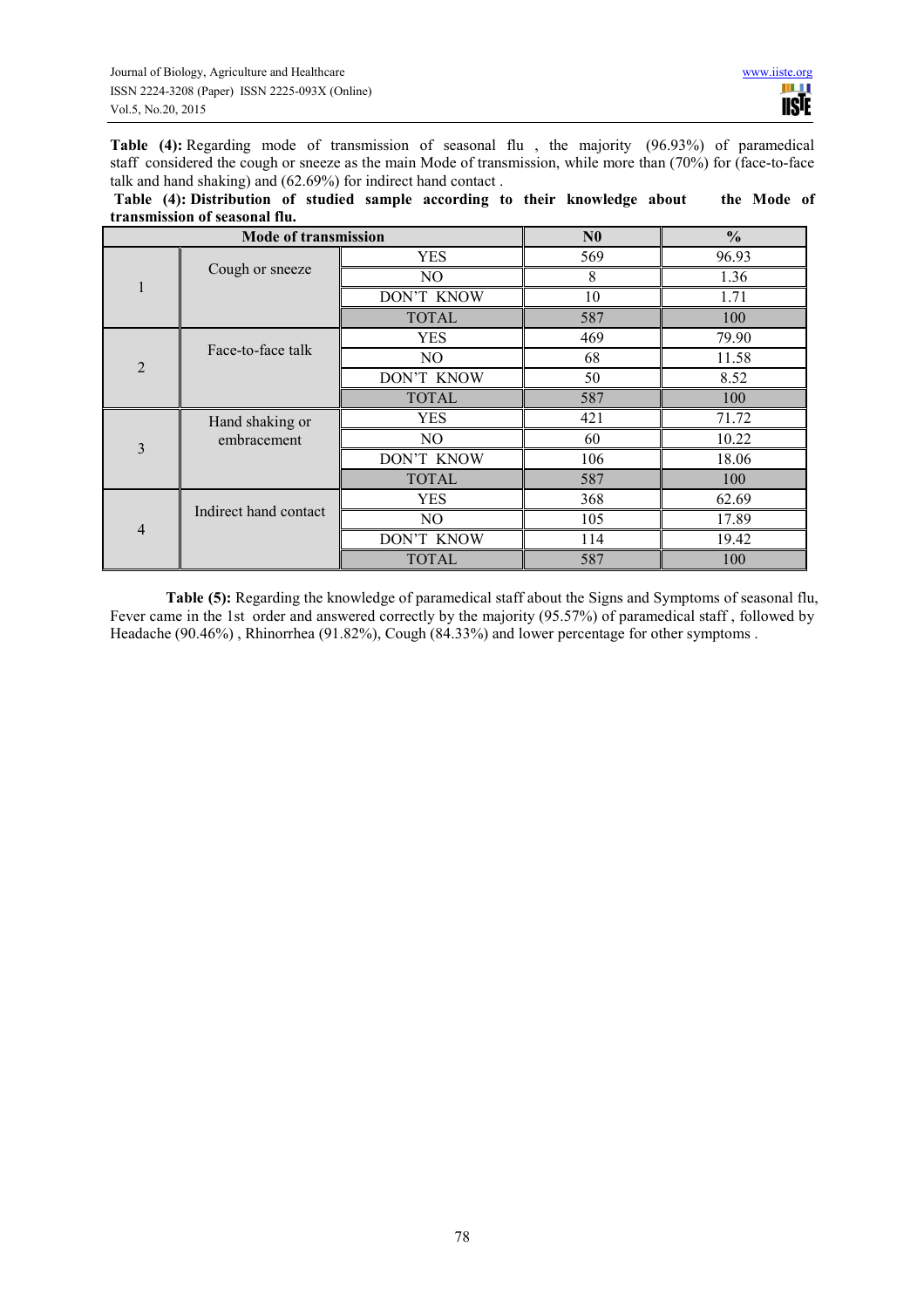**Table (4):** Regarding mode of transmission of seasonal flu , the majority (96.93%) of paramedical staff considered the cough or sneeze as the main Mode of transmission, while more than (70%) for (face-to-face talk and hand shaking) and (62.69%) for indirect hand contact .

**Table (4): Distribution of studied sample according to their knowledge about the Mode of transmission of seasonal flu.**

| Mode of transmission | | | N0 | % |
|---|---|---|---|---|
| 1 | Cough or sneeze | YES | 569 | 96.93 |
| | | NO | 8 | 1.36 |
| | | DON'T KNOW | 10 | 1.71 |
| | | TOTAL | 587 | 100 |
| 2 | Face-to-face talk | YES | 469 | 79.90 |
| | | NO | 68 | 11.58 |
| | | DON'T KNOW | 50 | 8.52 |
| | | TOTAL | 587 | 100 |
| 3 | Hand shaking or embracement | YES | 421 | 71.72 |
| | | NO | 60 | 10.22 |
| | | DON'T KNOW | 106 | 18.06 |
| | | TOTAL | 587 | 100 |
| 4 | Indirect hand contact | YES | 368 | 62.69 |
| | | NO | 105 | 17.89 |
| | | DON'T KNOW | 114 | 19.42 |
| | | TOTAL | 587 | 100 |

**Table (5):** Regarding the knowledge of paramedical staff about the Signs and Symptoms of seasonal flu, Fever came in the 1st order and answered correctly by the majority (95.57%) of paramedical staff , followed by Headache (90.46%) , Rhinorrhea (91.82%), Cough (84.33%) and lower percentage for other symptoms .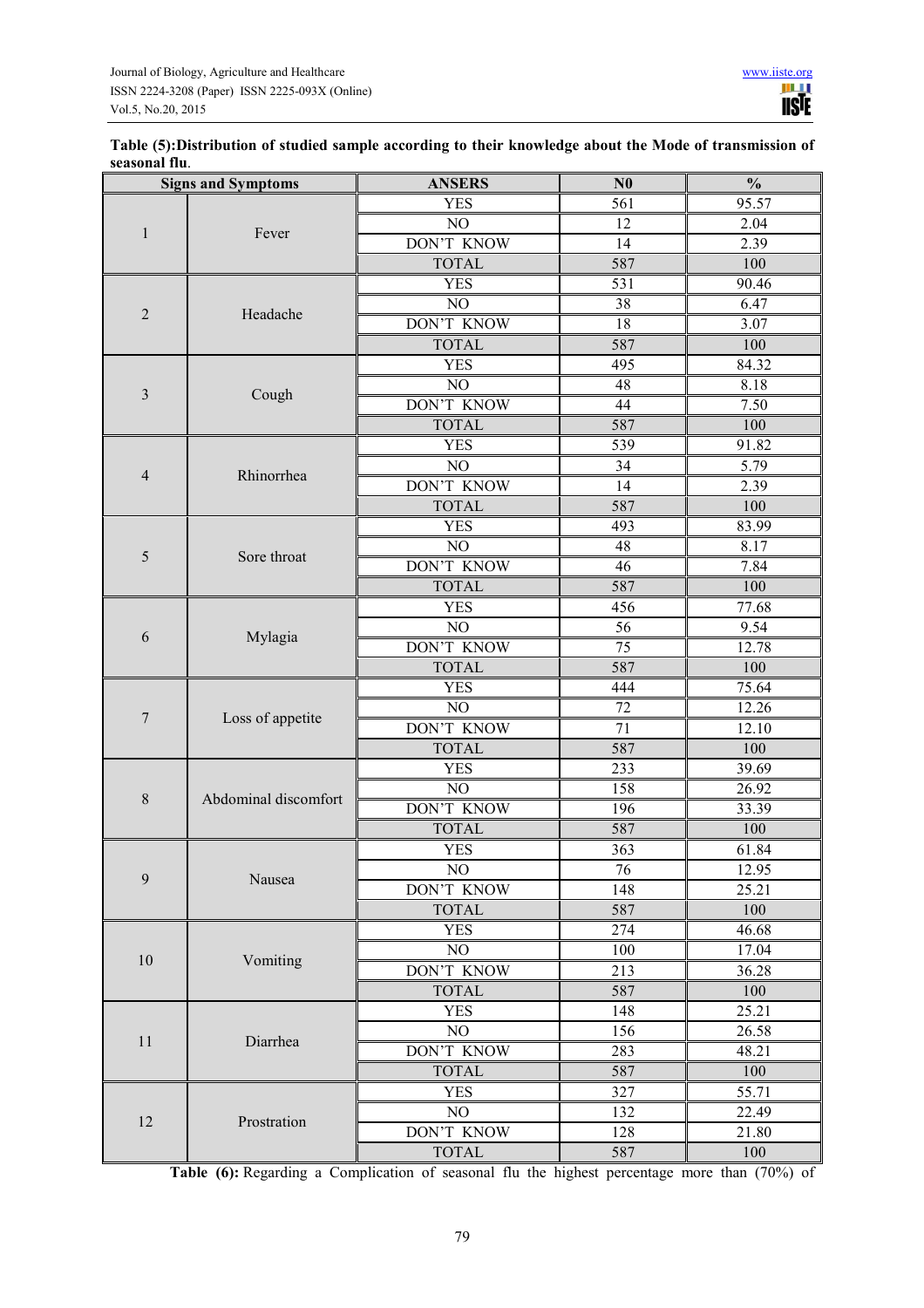**Table (5):Distribution of studied sample according to their knowledge about the Mode of transmission of seasonal flu**.

| Signs and Symptoms | | ANSERS | N0 | % |
|---|---|---|---|---|
| 1 | Fever | YES | 561 | 95.57 |
| | | NO | 12 | 2.04 |
| | | DON'T KNOW | 14 | 2.39 |
| | | TOTAL | 587 | 100 |
| 2 | Headache | YES | 531 | 90.46 |
| | | NO | 38 | 6.47 |
| | | DON'T KNOW | 18 | 3.07 |
| | | TOTAL | 587 | 100 |
| 3 | Cough | YES | 495 | 84.32 |
| | | NO | 48 | 8.18 |
| | | DON'T KNOW | 44 | 7.50 |
| | | TOTAL | 587 | 100 |
| 4 | Rhinorrhea | YES | 539 | 91.82 |
| | | NO | 34 | 5.79 |
| | | DON'T KNOW | 14 | 2.39 |
| | | TOTAL | 587 | 100 |
| 5 | Sore throat | YES | 493 | 83.99 |
| | | NO | 48 | 8.17 |
| | | DON'T KNOW | 46 | 7.84 |
| | | TOTAL | 587 | 100 |
| 6 | Mylagia | YES | 456 | 77.68 |
| | | NO | 56 | 9.54 |
| | | DON'T KNOW | 75 | 12.78 |
| | | TOTAL | 587 | 100 |
| 7 | Loss of appetite | YES | 444 | 75.64 |
| | | NO | 72 | 12.26 |
| | | DON'T KNOW | 71 | 12.10 |
| | | TOTAL | 587 | 100 |
| 8 | Abdominal discomfort | YES | 233 | 39.69 |
| | | NO | 158 | 26.92 |
| | | DON'T KNOW | 196 | 33.39 |
| | | TOTAL | 587 | 100 |
| 9 | Nausea | YES | 363 | 61.84 |
| | | NO | 76 | 12.95 |
| | | DON'T KNOW | 148 | 25.21 |
| | | TOTAL | 587 | 100 |
| 10 | Vomiting | YES | 274 | 46.68 |
| | | NO | 100 | 17.04 |
| | | DON'T KNOW | 213 | 36.28 |
| | | TOTAL | 587 | 100 |
| 11 | Diarrhea | YES | 148 | 25.21 |
| | | NO | 156 | 26.58 |
| | | DON'T KNOW | 283 | 48.21 |
| | | TOTAL | 587 | 100 |
| 12 | Prostration | YES | 327 | 55.71 |
| | | NO | 132 | 22.49 |
| | | DON'T KNOW | 128 | 21.80 |
| | | TOTAL | 587 | 100 |

**Table (6):** Regarding a Complication of seasonal flu the highest percentage more than (70%) of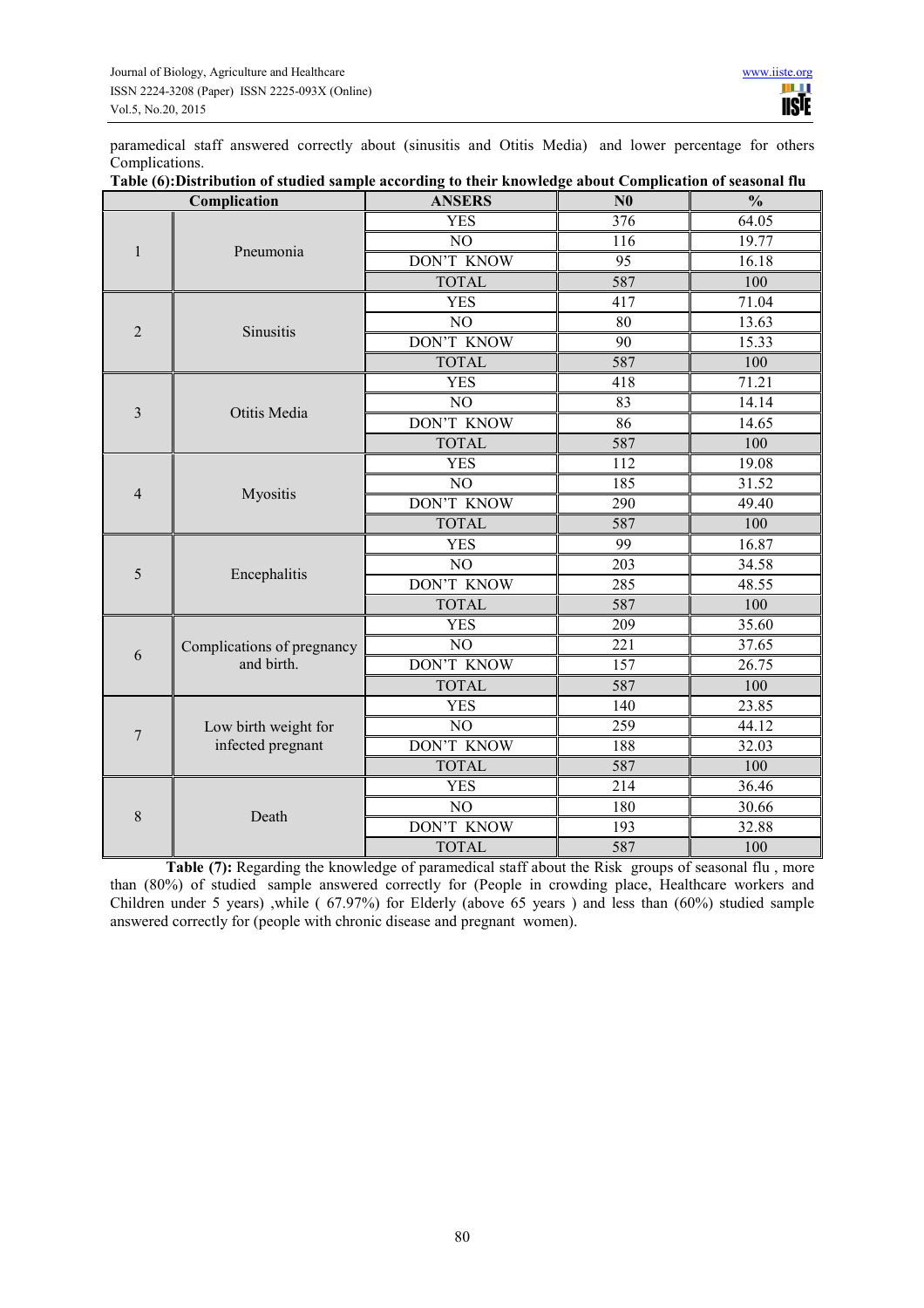paramedical staff answered correctly about (sinusitis and Otitis Media) and lower percentage for others Complications.

**Table (6):Distribution of studied sample according to their knowledge about Complication of seasonal flu**

| Complication | | ANSERS | N0 | % |
|---|---|---|---|---|
| 1 | Pneumonia | YES | 376 | 64.05 |
| | | NO | 116 | 19.77 |
| | | DON'T KNOW | 95 | 16.18 |
| | | TOTAL | 587 | 100 |
| 2 | Sinusitis | YES | 417 | 71.04 |
| | | NO | 80 | 13.63 |
| | | DON'T KNOW | 90 | 15.33 |
| | | TOTAL | 587 | 100 |
| 3 | Otitis Media | YES | 418 | 71.21 |
| | | NO | 83 | 14.14 |
| | | DON'T KNOW | 86 | 14.65 |
| | | TOTAL | 587 | 100 |
| 4 | Myositis | YES | 112 | 19.08 |
| | | NO | 185 | 31.52 |
| | | DON'T KNOW | 290 | 49.40 |
| | | TOTAL | 587 | 100 |
| 5 | Encephalitis | YES | 99 | 16.87 |
| | | NO | 203 | 34.58 |
| | | DON'T KNOW | 285 | 48.55 |
| | | TOTAL | 587 | 100 |
| 6 | Complications of pregnancy and birth. | YES | 209 | 35.60 |
| | | NO | 221 | 37.65 |
| | | DON'T KNOW | 157 | 26.75 |
| | | TOTAL | 587 | 100 |
| 7 | Low birth weight for infected pregnant | YES | 140 | 23.85 |
| | | NO | 259 | 44.12 |
| | | DON'T KNOW | 188 | 32.03 |
| | | TOTAL | 587 | 100 |
| 8 | Death | YES | 214 | 36.46 |
| | | NO | 180 | 30.66 |
| | | DON'T KNOW | 193 | 32.88 |
| | | TOTAL | 587 | 100 |

**Table (7):** Regarding the knowledge of paramedical staff about the Risk groups of seasonal flu , more than (80%) of studied sample answered correctly for (People in crowding place, Healthcare workers and Children under 5 years) ,while ( 67.97%) for Elderly (above 65 years ) and less than (60%) studied sample answered correctly for (people with chronic disease and pregnant women).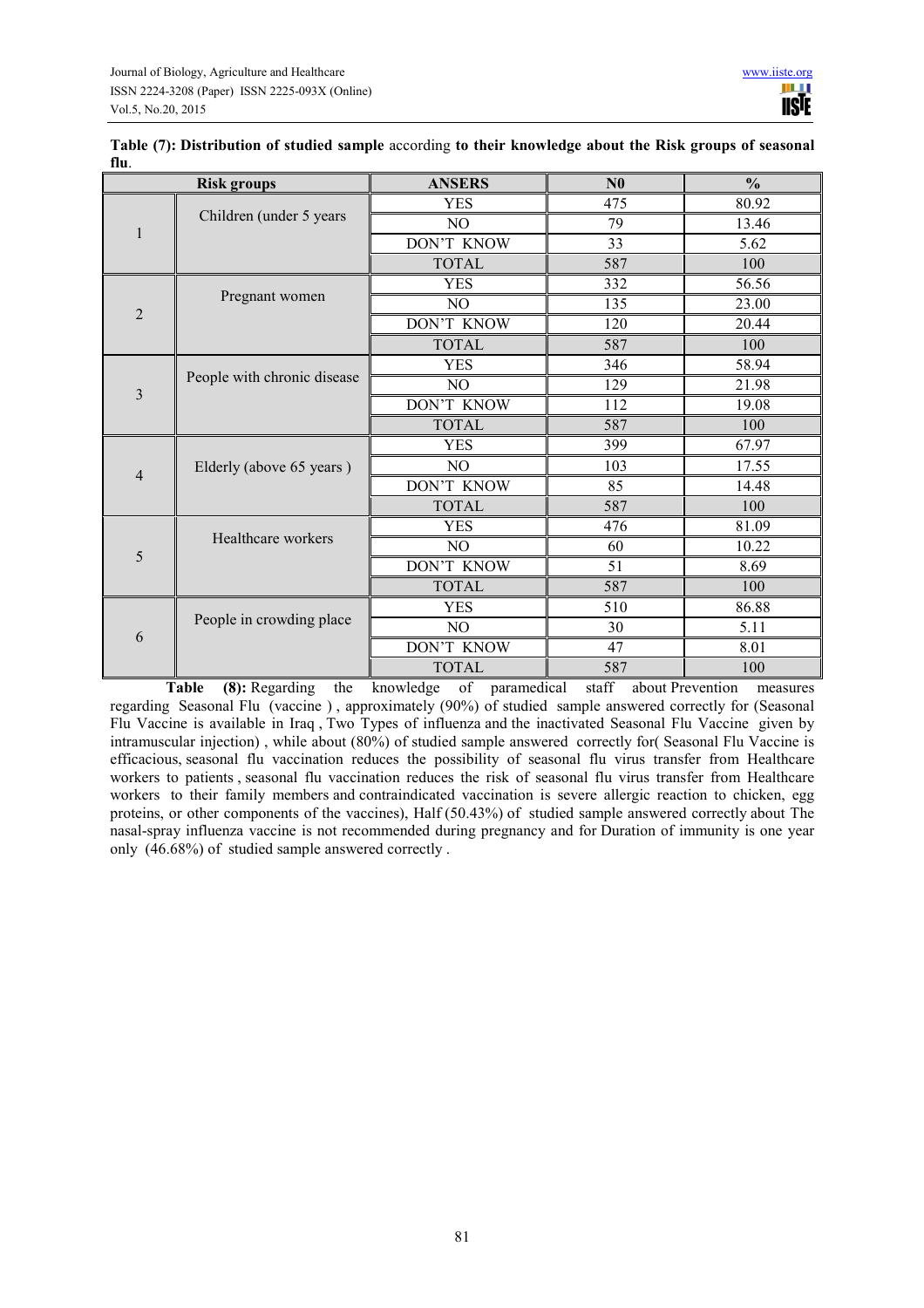**Table (7): Distribution of studied sample** according **to their knowledge about the Risk groups of seasonal flu**.

| Risk groups | | ANSERS | N0 | % |
|---|---|---|---|---|
| 1 | Children (under 5 years | YES | 475 | 80.92 |
| | | NO | 79 | 13.46 |
| | | DON'T KNOW | 33 | 5.62 |
| | | TOTAL | 587 | 100 |
| 2 | Pregnant women | YES | 332 | 56.56 |
| | | NO | 135 | 23.00 |
| | | DON'T KNOW | 120 | 20.44 |
| | | TOTAL | 587 | 100 |
| 3 | People with chronic disease | YES | 346 | 58.94 |
| | | NO | 129 | 21.98 |
| | | DON'T KNOW | 112 | 19.08 |
| | | TOTAL | 587 | 100 |
| 4 | Elderly (above 65 years ) | YES | 399 | 67.97 |
| | | NO | 103 | 17.55 |
| | | DON'T KNOW | 85 | 14.48 |
| | | TOTAL | 587 | 100 |
| 5 | Healthcare workers | YES | 476 | 81.09 |
| | | NO | 60 | 10.22 |
| | | DON'T KNOW | 51 | 8.69 |
| | | TOTAL | 587 | 100 |
| 6 | People in crowding place | YES | 510 | 86.88 |
| | | NO | 30 | 5.11 |
| | | DON'T KNOW | 47 | 8.01 |
| | | TOTAL | 587 | 100 |

**Table (8):** Regarding the knowledge of paramedical staff about Prevention measures regarding Seasonal Flu (vaccine ) , approximately (90%) of studied sample answered correctly for (Seasonal Flu Vaccine is available in Iraq , Two Types of influenza and the inactivated Seasonal Flu Vaccine given by intramuscular injection) , while about (80%) of studied sample answered correctly for( Seasonal Flu Vaccine is efficacious, seasonal flu vaccination reduces the possibility of seasonal flu virus transfer from Healthcare workers to patients , seasonal flu vaccination reduces the risk of seasonal flu virus transfer from Healthcare workers to their family members and contraindicated vaccination is severe allergic reaction to chicken, egg proteins, or other components of the vaccines), Half (50.43%) of studied sample answered correctly about The nasal-spray influenza vaccine is not recommended during pregnancy and for Duration of immunity is one year only (46.68%) of studied sample answered correctly .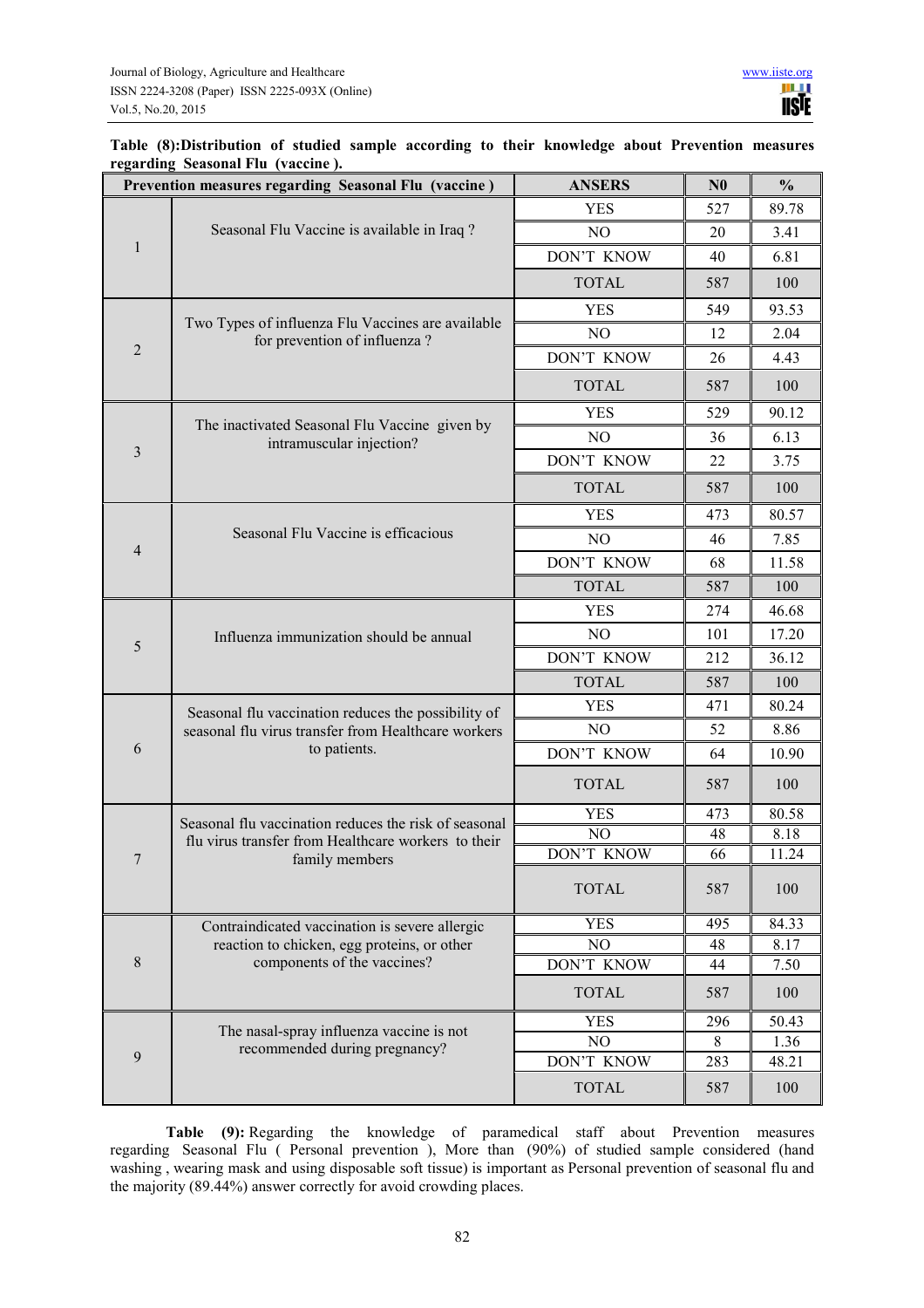**Table (8):Distribution of studied sample according to their knowledge about Prevention measures regarding Seasonal Flu (vaccine ).**

| Prevention measures regarding Seasonal Flu (vaccine ) | | ANSERS | N0 | % |
|---|---|---|---|---|
| 1 | Seasonal Flu Vaccine is available in Iraq ? | YES | 527 | 89.78 |
| | | NO | 20 | 3.41 |
| | | DON'T KNOW | 40 | 6.81 |
| | | TOTAL | 587 | 100 |
| 2 | Two Types of influenza Flu Vaccines are available for prevention of influenza ? | YES | 549 | 93.53 |
| | | NO | 12 | 2.04 |
| | | DON'T KNOW | 26 | 4.43 |
| | | TOTAL | 587 | 100 |
| 3 | The inactivated Seasonal Flu Vaccine given by intramuscular injection? | YES | 529 | 90.12 |
| | | NO | 36 | 6.13 |
| | | DON'T KNOW | 22 | 3.75 |
| | | TOTAL | 587 | 100 |
| 4 | Seasonal Flu Vaccine is efficacious | YES | 473 | 80.57 |
| | | NO | 46 | 7.85 |
| | | DON'T KNOW | 68 | 11.58 |
| | | TOTAL | 587 | 100 |
| 5 | Influenza immunization should be annual | YES | 274 | 46.68 |
| | | NO | 101 | 17.20 |
| | | DON'T KNOW | 212 | 36.12 |
| | | TOTAL | 587 | 100 |
| 6 | Seasonal flu vaccination reduces the possibility of seasonal flu virus transfer from Healthcare workers to patients. | YES | 471 | 80.24 |
| | | NO | 52 | 8.86 |
| | | DON'T KNOW | 64 | 10.90 |
| | | TOTAL | 587 | 100 |
| 7 | Seasonal flu vaccination reduces the risk of seasonal flu virus transfer from Healthcare workers to their family members | YES | 473 | 80.58 |
| | | NO | 48 | 8.18 |
| | | DON'T KNOW | 66 | 11.24 |
| | | TOTAL | 587 | 100 |
| 8 | Contraindicated vaccination is severe allergic reaction to chicken, egg proteins, or other components of the vaccines? | YES | 495 | 84.33 |
| | | NO | 48 | 8.17 |
| | | DON'T KNOW | 44 | 7.50 |
| | | TOTAL | 587 | 100 |
| 9 | The nasal-spray influenza vaccine is not recommended during pregnancy? | YES | 296 | 50.43 |
| | | NO | 8 | 1.36 |
| | | DON'T KNOW | 283 | 48.21 |
| | | TOTAL | 587 | 100 |

**Table (9):** Regarding the knowledge of paramedical staff about Prevention measures regarding Seasonal Flu ( Personal prevention ), More than (90%) of studied sample considered (hand washing , wearing mask and using disposable soft tissue) is important as Personal prevention of seasonal flu and the majority (89.44%) answer correctly for avoid crowding places.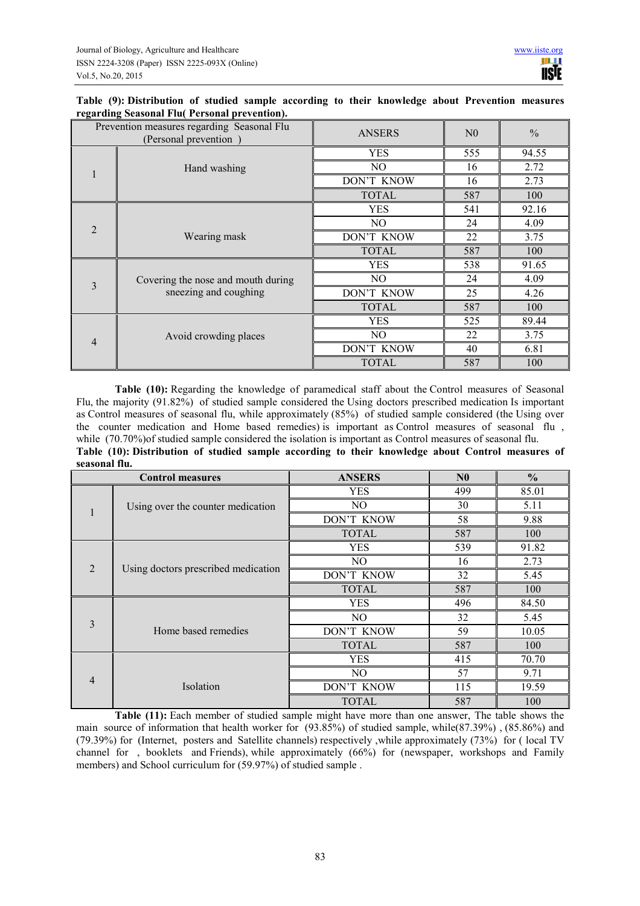**Table (9): Distribution of studied sample according to their knowledge about Prevention measures regarding Seasonal Flu( Personal prevention).**

| Prevention measures regarding Seasonal Flu (Personal prevention ) | | ANSERS | N0 | % |
|---|---|---|---|---|
| 1 | Hand washing | YES | 555 | 94.55 |
| | | NO | 16 | 2.72 |
| | | DON'T KNOW | 16 | 2.73 |
| | | TOTAL | 587 | 100 |
| 2 | Wearing mask | YES | 541 | 92.16 |
| | | NO | 24 | 4.09 |
| | | DON'T KNOW | 22 | 3.75 |
| | | TOTAL | 587 | 100 |
| 3 | Covering the nose and mouth during sneezing and coughing | YES | 538 | 91.65 |
| | | NO | 24 | 4.09 |
| | | DON'T KNOW | 25 | 4.26 |
| | | TOTAL | 587 | 100 |
| 4 | Avoid crowding places | YES | 525 | 89.44 |
| | | NO | 22 | 3.75 |
| | | DON'T KNOW | 40 | 6.81 |
| | | TOTAL | 587 | 100 |

**Table (10):** Regarding the knowledge of paramedical staff about the Control measures of Seasonal Flu, the majority (91.82%) of studied sample considered the Using doctors prescribed medication Is important as Control measures of seasonal flu, while approximately (85%) of studied sample considered (the Using over the counter medication and Home based remedies) is important as Control measures of seasonal flu , while (70.70%)of studied sample considered the isolation is important as Control measures of seasonal flu.

**Table (10): Distribution of studied sample according to their knowledge about Control measures of seasonal flu.**

| Control measures | | ANSERS | N0 | % |
|---|---|---|---|---|
| 1 | Using over the counter medication | YES | 499 | 85.01 |
| | | NO | 30 | 5.11 |
| | | DON'T KNOW | 58 | 9.88 |
| | | TOTAL | 587 | 100 |
| 2 | Using doctors prescribed medication | YES | 539 | 91.82 |
| | | NO | 16 | 2.73 |
| | | DON'T KNOW | 32 | 5.45 |
| | | TOTAL | 587 | 100 |
| 3 | Home based remedies | YES | 496 | 84.50 |
| | | NO | 32 | 5.45 |
| | | DON'T KNOW | 59 | 10.05 |
| | | TOTAL | 587 | 100 |
| 4 | Isolation | YES | 415 | 70.70 |
| | | NO | 57 | 9.71 |
| | | DON'T KNOW | 115 | 19.59 |
| | | TOTAL | 587 | 100 |

**Table (11):** Each member of studied sample might have more than one answer, The table shows the main source of information that health worker for (93.85%) of studied sample, while(87.39%) , (85.86%) and (79.39%) for (Internet, posters and Satellite channels) respectively ,while approximately (73%) for ( local TV channel for , booklets and Friends), while approximately (66%) for (newspaper, workshops and Family members) and School curriculum for (59.97%) of studied sample .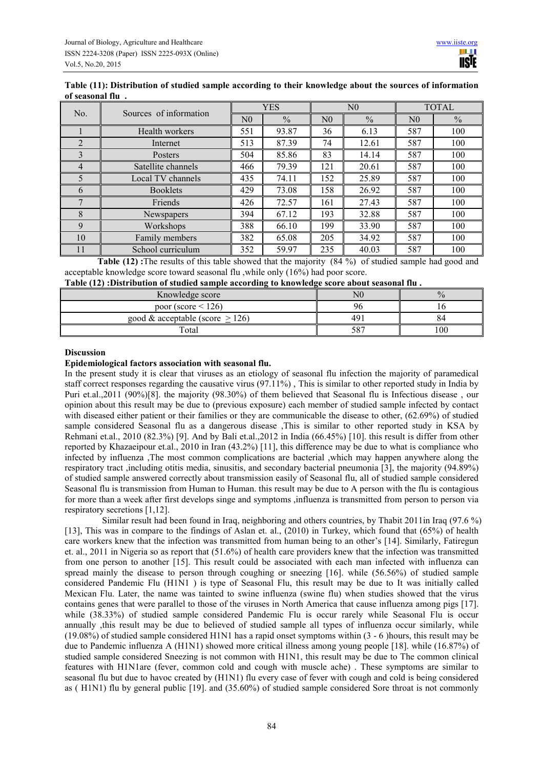**Table (11): Distribution of studied sample according to their knowledge about the sources of information of seasonal flu .**

| No. | Sources of information | YES | | N0 | | TOTAL | |
|---|---|---|---|---|---|---|---|
| | | N0 | % | N0 | % | N0 | % |
| 1 | Health workers | 551 | 93.87 | 36 | 6.13 | 587 | 100 |
| 2 | Internet | 513 | 87.39 | 74 | 12.61 | 587 | 100 |
| 3 | Posters | 504 | 85.86 | 83 | 14.14 | 587 | 100 |
| 4 | Satellite channels | 466 | 79.39 | 121 | 20.61 | 587 | 100 |
| 5 | Local TV channels | 435 | 74.11 | 152 | 25.89 | 587 | 100 |
| 6 | Booklets | 429 | 73.08 | 158 | 26.92 | 587 | 100 |
| 7 | Friends | 426 | 72.57 | 161 | 27.43 | 587 | 100 |
| 8 | Newspapers | 394 | 67.12 | 193 | 32.88 | 587 | 100 |
| 9 | Workshops | 388 | 66.10 | 199 | 33.90 | 587 | 100 |
| 10 | Family members | 382 | 65.08 | 205 | 34.92 | 587 | 100 |
| 11 | School curriculum | 352 | 59.97 | 235 | 40.03 | 587 | 100 |

**Table (12) :**The results of this table showed that the majority (84 %) of studied sample had good and acceptable knowledge score toward seasonal flu ,while only (16%) had poor score.

**Table (12) :Distribution of studied sample according to knowledge score about seasonal flu .**

| Knowledge score | N0 | % |
|---|---|---|
| poor (score < 126) | 96 | 16 |
| good & acceptable (score ≥ 126) | 491 | 84 |
| Total | 587 | 100 |

**Discussion**

**Epidemiological factors association with seasonal flu.**

In the present study it is clear that viruses as an etiology of seasonal flu infection the majority of paramedical staff correct responses regarding the causative virus (97.11%) , This is similar to other reported study in India by Puri et.al.,2011 (90%)[8]. the majority (98.30%) of them believed that Seasonal flu is Infectious disease , our opinion about this result may be due to (previous exposure) each member of studied sample infected by contact with diseased either patient or their families or they are communicable the disease to other, (62.69%) of studied sample considered Seasonal flu as a dangerous disease ,This is similar to other reported study in KSA by Rehmani et.al., 2010 (82.3%) [9]. And by Bali et.al.,2012 in India (66.45%) [10]. this result is differ from other reported by Khazaeipour et.al., 2010 in Iran (43.2%) [11], this difference may be due to what is compliance who infected by influenza ,The most common complications are bacterial ,which may happen anywhere along the respiratory tract ,including otitis media, sinusitis, and secondary bacterial pneumonia [3], the majority (94.89%) of studied sample answered correctly about transmission easily of Seasonal flu, all of studied sample considered Seasonal flu is transmission from Human to Human. this result may be due to A person with the flu is contagious for more than a week after first develops singe and symptoms ,influenza is transmitted from person to person via respiratory secretions [1,12].

Similar result had been found in Iraq, neighboring and others countries, by Thabit 2011in Iraq (97.6 %) [13], This was in compare to the findings of Aslan et. al., (2010) in Turkey, which found that (65%) of health care workers knew that the infection was transmitted from human being to an other's [14]. Similarly, Fatiregun et. al., 2011 in Nigeria so as report that (51.6%) of health care providers knew that the infection was transmitted from one person to another [15]. This result could be associated with each man infected with influenza can spread mainly the disease to person through coughing or sneezing [16]. while (56.56%) of studied sample considered Pandemic Flu (H1N1 ) is type of Seasonal Flu, this result may be due to It was initially called Mexican Flu. Later, the name was tainted to swine influenza (swine flu) when studies showed that the virus contains genes that were parallel to those of the viruses in North America that cause influenza among pigs [17]. while (38.33%) of studied sample considered Pandemic Flu is occur rarely while Seasonal Flu is occur annually ,this result may be due to believed of studied sample all types of influenza occur similarly, while (19.08%) of studied sample considered H1N1 has a rapid onset symptoms within (3 - 6 )hours, this result may be due to Pandemic influenza A (H1N1) showed more critical illness among young people [18]. while (16.87%) of studied sample considered Sneezing is not common with H1N1, this result may be due to The common clinical features with H1N1are (fever, common cold and cough with muscle ache) . These symptoms are similar to seasonal flu but due to havoc created by (H1N1) flu every case of fever with cough and cold is being considered as ( H1N1) flu by general public [19]. and (35.60%) of studied sample considered Sore throat is not commonly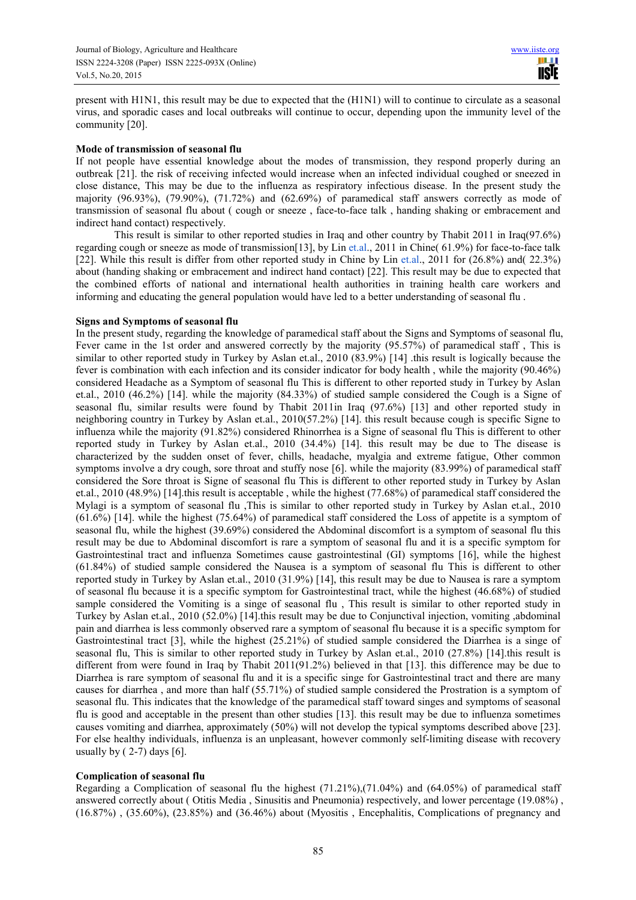present with H1N1, this result may be due to expected that the (H1N1) will to continue to circulate as a seasonal virus, and sporadic cases and local outbreaks will continue to occur, depending upon the immunity level of the community [20].

**Mode of transmission of seasonal flu**

If not people have essential knowledge about the modes of transmission, they respond properly during an outbreak [21]. the risk of receiving infected would increase when an infected individual coughed or sneezed in close distance, This may be due to the influenza as respiratory infectious disease. In the present study the majority (96.93%), (79.90%), (71.72%) and (62.69%) of paramedical staff answers correctly as mode of transmission of seasonal flu about ( cough or sneeze , face-to-face talk , handing shaking or embracement and indirect hand contact) respectively.

This result is similar to other reported studies in Iraq and other country by Thabit 2011 in Iraq(97.6%) regarding cough or sneeze as mode of transmission[13], by Lin et.al., 2011 in Chine( 61.9%) for face-to-face talk [22]. While this result is differ from other reported study in Chine by Lin et.al., 2011 for (26.8%) and( 22.3%) about (handing shaking or embracement and indirect hand contact) [22]. This result may be due to expected that the combined efforts of national and international health authorities in training health care workers and informing and educating the general population would have led to a better understanding of seasonal flu .

**Signs and Symptoms of seasonal flu**

In the present study, regarding the knowledge of paramedical staff about the Signs and Symptoms of seasonal flu, Fever came in the 1st order and answered correctly by the majority (95.57%) of paramedical staff , This is similar to other reported study in Turkey by Aslan et.al., 2010 (83.9%) [14] .this result is logically because the fever is combination with each infection and its consider indicator for body health , while the majority (90.46%) considered Headache as a Symptom of seasonal flu This is different to other reported study in Turkey by Aslan et.al., 2010 (46.2%) [14]. while the majority (84.33%) of studied sample considered the Cough is a Signe of seasonal flu, similar results were found by Thabit 2011in Iraq (97.6%) [13] and other reported study in neighboring country in Turkey by Aslan et.al., 2010(57.2%) [14]. this result because cough is specific Signe to influenza while the majority (91.82%) considered Rhinorrhea is a Signe of seasonal flu This is different to other reported study in Turkey by Aslan et.al., 2010 (34.4%) [14]. this result may be due to The disease is characterized by the sudden onset of fever, chills, headache, myalgia and extreme fatigue, Other common symptoms involve a dry cough, sore throat and stuffy nose [6]. while the majority (83.99%) of paramedical staff considered the Sore throat is Signe of seasonal flu This is different to other reported study in Turkey by Aslan et.al., 2010 (48.9%) [14].this result is acceptable , while the highest (77.68%) of paramedical staff considered the Mylagi is a symptom of seasonal flu ,This is similar to other reported study in Turkey by Aslan et.al., 2010 (61.6%) [14]. while the highest (75.64%) of paramedical staff considered the Loss of appetite is a symptom of seasonal flu, while the highest (39.69%) considered the Abdominal discomfort is a symptom of seasonal flu this result may be due to Abdominal discomfort is rare a symptom of seasonal flu and it is a specific symptom for Gastrointestinal tract and influenza Sometimes cause gastrointestinal (GI) symptoms [16], while the highest (61.84%) of studied sample considered the Nausea is a symptom of seasonal flu This is different to other reported study in Turkey by Aslan et.al., 2010 (31.9%) [14], this result may be due to Nausea is rare a symptom of seasonal flu because it is a specific symptom for Gastrointestinal tract, while the highest (46.68%) of studied sample considered the Vomiting is a singe of seasonal flu , This result is similar to other reported study in Turkey by Aslan et.al., 2010 (52.0%) [14].this result may be due to Conjunctival injection, vomiting ,abdominal pain and diarrhea is less commonly observed rare a symptom of seasonal flu because it is a specific symptom for Gastrointestinal tract [3], while the highest (25.21%) of studied sample considered the Diarrhea is a singe of seasonal flu, This is similar to other reported study in Turkey by Aslan et.al., 2010 (27.8%) [14].this result is different from were found in Iraq by Thabit 2011(91.2%) believed in that [13]. this difference may be due to Diarrhea is rare symptom of seasonal flu and it is a specific singe for Gastrointestinal tract and there are many causes for diarrhea , and more than half (55.71%) of studied sample considered the Prostration is a symptom of seasonal flu. This indicates that the knowledge of the paramedical staff toward singes and symptoms of seasonal flu is good and acceptable in the present than other studies [13]. this result may be due to influenza sometimes causes vomiting and diarrhea, approximately (50%) will not develop the typical symptoms described above [23]. For else healthy individuals, influenza is an unpleasant, however commonly self-limiting disease with recovery usually by ( 2-7) days [6].

**Complication of seasonal flu**

Regarding a Complication of seasonal flu the highest (71.21%),(71.04%) and (64.05%) of paramedical staff answered correctly about ( Otitis Media , Sinusitis and Pneumonia) respectively, and lower percentage (19.08%) , (16.87%) , (35.60%), (23.85%) and (36.46%) about (Myositis , Encephalitis, Complications of pregnancy and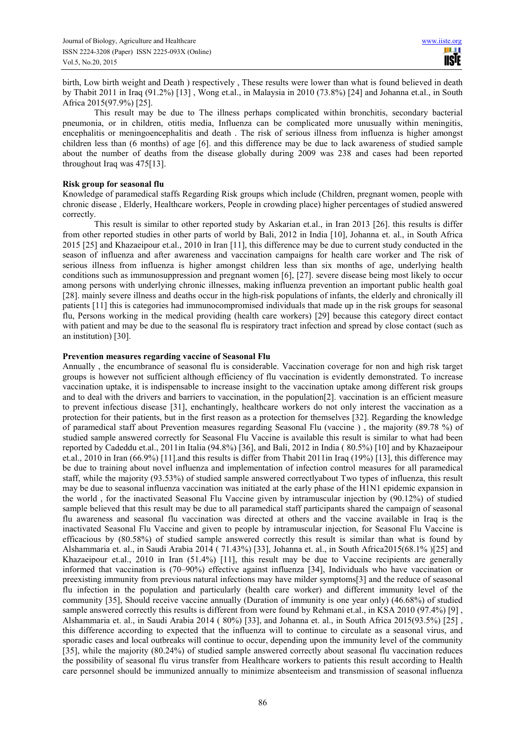birth, Low birth weight and Death ) respectively , These results were lower than what is found believed in death by Thabit 2011 in Iraq (91.2%) [13] , Wong et.al., in Malaysia in 2010 (73.8%) [24] and Johanna et.al., in South Africa 2015(97.9%) [25].

This result may be due to The illness perhaps complicated within bronchitis, secondary bacterial pneumonia, or in children, otitis media, Influenza can be complicated more unusually within meningitis, encephalitis or meningoencephalitis and death . The risk of serious illness from influenza is higher amongst children less than (6 months) of age [6]. and this difference may be due to lack awareness of studied sample about the number of deaths from the disease globally during 2009 was 238 and cases had been reported throughout Iraq was 475[13].

**Risk group for seasonal flu**

Knowledge of paramedical staffs Regarding Risk groups which include (Children, pregnant women, people with chronic disease , Elderly, Healthcare workers, People in crowding place) higher percentages of studied answered correctly.

This result is similar to other reported study by Askarian et.al., in Iran 2013 [26]. this results is differ from other reported studies in other parts of world by Bali, 2012 in India [10], Johanna et. al., in South Africa 2015 [25] and Khazaeipour et.al., 2010 in Iran [11], this difference may be due to current study conducted in the season of influenza and after awareness and vaccination campaigns for health care worker and The risk of serious illness from influenza is higher amongst children less than six months of age, underlying health conditions such as immunosuppression and pregnant women [6], [27]. severe disease being most likely to occur among persons with underlying chronic illnesses, making influenza prevention an important public health goal [28]. mainly severe illness and deaths occur in the high-risk populations of infants, the elderly and chronically ill patients [11] this is categories had immunocompromised individuals that made up in the risk groups for seasonal flu, Persons working in the medical providing (health care workers) [29] because this category direct contact with patient and may be due to the seasonal flu is respiratory tract infection and spread by close contact (such as an institution) [30].

**Prevention measures regarding vaccine of Seasonal Flu**

Annually , the encumbrance of seasonal flu is considerable. Vaccination coverage for non and high risk target groups is however not sufficient although efficiency of flu vaccination is evidently demonstrated. To increase vaccination uptake, it is indispensable to increase insight to the vaccination uptake among different risk groups and to deal with the drivers and barriers to vaccination, in the population[2]. vaccination is an efficient measure to prevent infectious disease [31], enchantingly, healthcare workers do not only interest the vaccination as a protection for their patients, but in the first reason as a protection for themselves [32]. Regarding the knowledge of paramedical staff about Prevention measures regarding Seasonal Flu (vaccine ) , the majority (89.78 %) of studied sample answered correctly for Seasonal Flu Vaccine is available this result is similar to what had been reported by Cadeddu et.al., 2011in Italia (94.8%) [36], and Bali, 2012 in India ( 80.5%) [10] and by Khazaeipour et.al., 2010 in Iran (66.9%) [11].and this results is differ from Thabit 2011in Iraq (19%) [13], this difference may be due to training about novel influenza and implementation of infection control measures for all paramedical staff, while the majority (93.53%) of studied sample answered correctlyabout Two types of influenza, this result may be due to seasonal influenza vaccination was initiated at the early phase of the H1N1 epidemic expansion in the world , for the inactivated Seasonal Flu Vaccine given by intramuscular injection by (90.12%) of studied sample believed that this result may be due to all paramedical staff participants shared the campaign of seasonal flu awareness and seasonal flu vaccination was directed at others and the vaccine available in Iraq is the inactivated Seasonal Flu Vaccine and given to people by intramuscular injection, for Seasonal Flu Vaccine is efficacious by (80.58%) of studied sample answered correctly this result is similar than what is found by Alshammaria et. al., in Saudi Arabia 2014 ( 71.43%) [33], Johanna et. al., in South Africa2015(68.1% )[25] and Khazaeipour et.al., 2010 in Iran (51.4%) [11], this result may be due to Vaccine recipients are generally informed that vaccination is (70–90%) effective against influenza [34], Individuals who have vaccination or preexisting immunity from previous natural infections may have milder symptoms[3] and the reduce of seasonal flu infection in the population and particularly (health care worker) and different immunity level of the community [35], Should receive vaccine annually (Duration of immunity is one year only) (46.68%) of studied sample answered correctly this results is different from were found by Rehmani et.al., in KSA 2010 (97.4%) [9] , Alshammaria et. al., in Saudi Arabia 2014 ( 80%) [33], and Johanna et. al., in South Africa 2015(93.5%) [25] , this difference according to expected that the influenza will to continue to circulate as a seasonal virus, and sporadic cases and local outbreaks will continue to occur, depending upon the immunity level of the community [35], while the majority (80.24%) of studied sample answered correctly about seasonal flu vaccination reduces the possibility of seasonal flu virus transfer from Healthcare workers to patients this result according to Health care personnel should be immunized annually to minimize absenteeism and transmission of seasonal influenza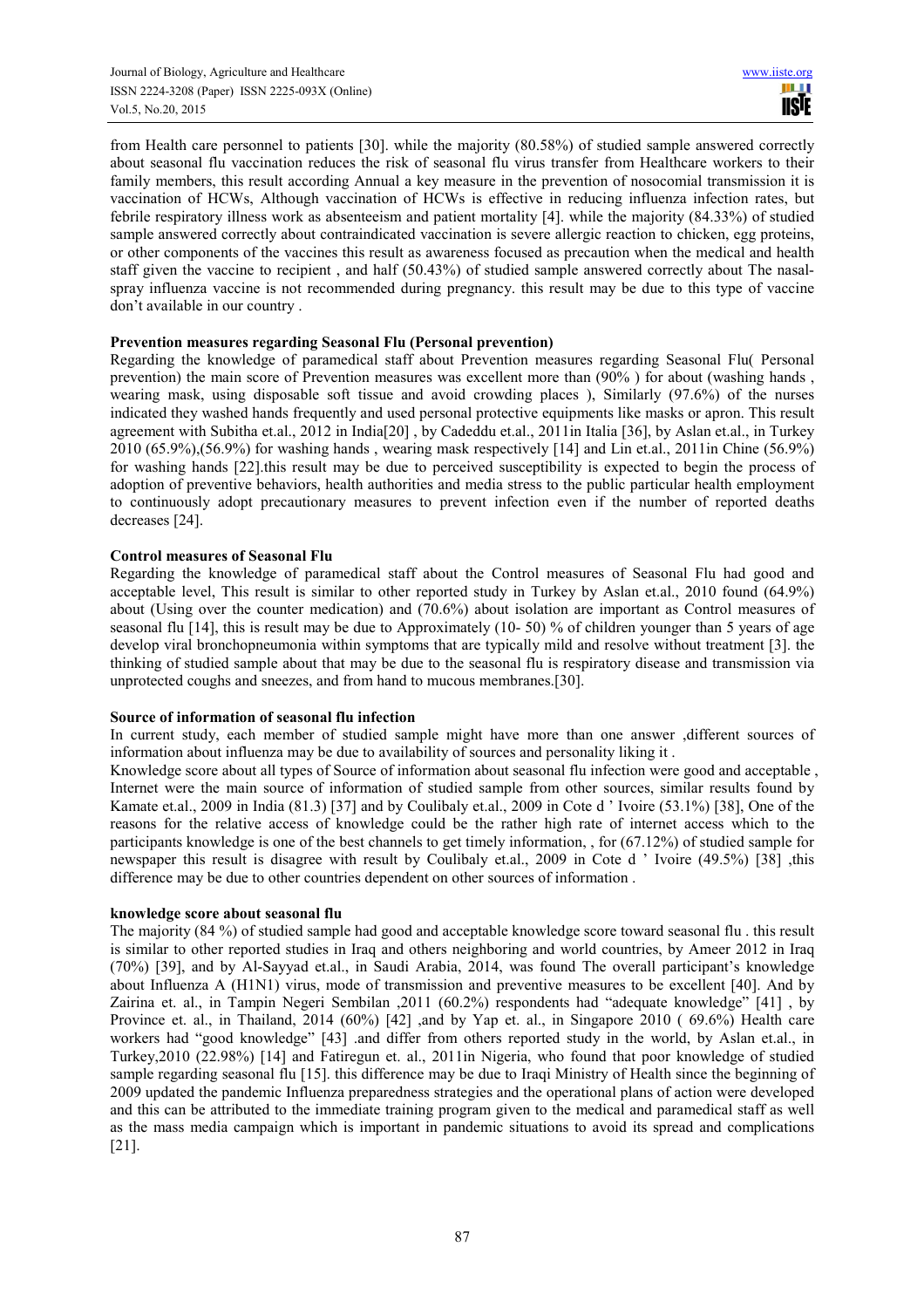from Health care personnel to patients [30]. while the majority (80.58%) of studied sample answered correctly about seasonal flu vaccination reduces the risk of seasonal flu virus transfer from Healthcare workers to their family members, this result according Annual a key measure in the prevention of nosocomial transmission it is vaccination of HCWs, Although vaccination of HCWs is effective in reducing influenza infection rates, but febrile respiratory illness work as absenteeism and patient mortality [4]. while the majority (84.33%) of studied sample answered correctly about contraindicated vaccination is severe allergic reaction to chicken, egg proteins, or other components of the vaccines this result as awareness focused as precaution when the medical and health staff given the vaccine to recipient , and half (50.43%) of studied sample answered correctly about The nasal-spray influenza vaccine is not recommended during pregnancy. this result may be due to this type of vaccine don't available in our country .

**Prevention measures regarding Seasonal Flu (Personal prevention)**

Regarding the knowledge of paramedical staff about Prevention measures regarding Seasonal Flu( Personal prevention) the main score of Prevention measures was excellent more than (90% ) for about (washing hands , wearing mask, using disposable soft tissue and avoid crowding places ), Similarly (97.6%) of the nurses indicated they washed hands frequently and used personal protective equipments like masks or apron. This result agreement with Subitha et.al., 2012 in India[20] , by Cadeddu et.al., 2011in Italia [36], by Aslan et.al., in Turkey 2010 (65.9%),(56.9%) for washing hands , wearing mask respectively [14] and Lin et.al., 2011in Chine (56.9%) for washing hands [22].this result may be due to perceived susceptibility is expected to begin the process of adoption of preventive behaviors, health authorities and media stress to the public particular health employment to continuously adopt precautionary measures to prevent infection even if the number of reported deaths decreases [24].

**Control measures of Seasonal Flu**

Regarding the knowledge of paramedical staff about the Control measures of Seasonal Flu had good and acceptable level, This result is similar to other reported study in Turkey by Aslan et.al., 2010 found (64.9%) about (Using over the counter medication) and (70.6%) about isolation are important as Control measures of seasonal flu [14], this is result may be due to Approximately (10- 50) % of children younger than 5 years of age develop viral bronchopneumonia within symptoms that are typically mild and resolve without treatment [3]. the thinking of studied sample about that may be due to the seasonal flu is respiratory disease and transmission via unprotected coughs and sneezes, and from hand to mucous membranes.[30].

**Source of information of seasonal flu infection**

In current study, each member of studied sample might have more than one answer ,different sources of information about influenza may be due to availability of sources and personality liking it .

Knowledge score about all types of Source of information about seasonal flu infection were good and acceptable , Internet were the main source of information of studied sample from other sources, similar results found by Kamate et.al., 2009 in India (81.3) [37] and by Coulibaly et.al., 2009 in Cote d ' Ivoire (53.1%) [38], One of the reasons for the relative access of knowledge could be the rather high rate of internet access which to the participants knowledge is one of the best channels to get timely information, , for (67.12%) of studied sample for newspaper this result is disagree with result by Coulibaly et.al., 2009 in Cote d ' Ivoire (49.5%) [38] ,this difference may be due to other countries dependent on other sources of information .

**knowledge score about seasonal flu**

The majority (84 %) of studied sample had good and acceptable knowledge score toward seasonal flu . this result is similar to other reported studies in Iraq and others neighboring and world countries, by Ameer 2012 in Iraq (70%) [39], and by Al-Sayyad et.al., in Saudi Arabia, 2014, was found The overall participant's knowledge about Influenza A (H1N1) virus, mode of transmission and preventive measures to be excellent [40]. And by Zairina et. al., in Tampin Negeri Sembilan ,2011 (60.2%) respondents had "adequate knowledge" [41] , by Province et. al., in Thailand, 2014 (60%) [42] ,and by Yap et. al., in Singapore 2010 ( 69.6%) Health care workers had "good knowledge" [43] .and differ from others reported study in the world, by Aslan et.al., in Turkey,2010 (22.98%) [14] and Fatiregun et. al., 2011in Nigeria, who found that poor knowledge of studied sample regarding seasonal flu [15]. this difference may be due to Iraqi Ministry of Health since the beginning of 2009 updated the pandemic Influenza preparedness strategies and the operational plans of action were developed and this can be attributed to the immediate training program given to the medical and paramedical staff as well as the mass media campaign which is important in pandemic situations to avoid its spread and complications [21].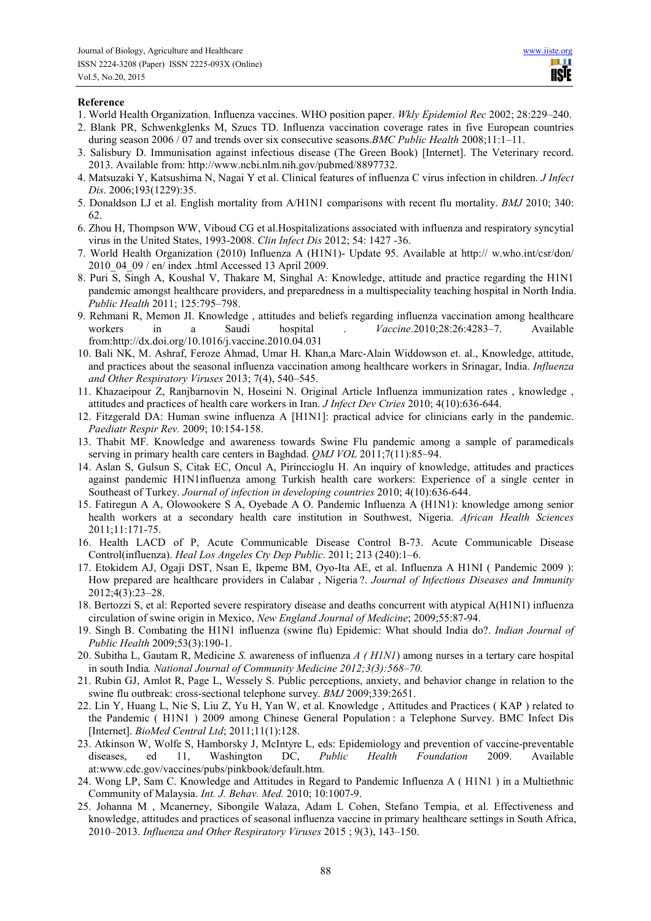## Reference

1. World Health Organization. Influenza vaccines. WHO position paper. *Wkly Epidemiol Rec* 2002; 28:229–240.
2. Blank PR, Schwenkglenks M, Szucs TD. Influenza vaccination coverage rates in five European countries during season 2006 / 07 and trends over six consecutive seasons.*BMC Public Health* 2008;11:1–11.
3. Salisbury D. Immunisation against infectious disease (The Green Book) [Internet]. The Veterinary record. 2013. Available from: http://www.ncbi.nlm.nih.gov/pubmed/8897732.
4. Matsuzaki Y, Katsushima N, Nagai Y et al. Clinical features of influenza C virus infection in children. *J Infect Dis*. 2006;193(1229):35.
5. Donaldson LJ et al. English mortality from A/H1N1 comparisons with recent flu mortality. *BMJ* 2010; 340: 62.
6. Zhou H, Thompson WW, Viboud CG et al.Hospitalizations associated with influenza and respiratory syncytial virus in the United States, 1993-2008. *Clin Infect Dis* 2012; 54: 1427 -36.
7. World Health Organization (2010) Influenza A (H1N1)- Update 95. Available at http:// w.who.int/csr/don/ 2010_04_09 / en/ index .html Accessed 13 April 2009.
8. Puri S, Singh A, Koushal V, Thakare M, Singhal A: Knowledge, attitude and practice regarding the H1N1 pandemic amongst healthcare providers, and preparedness in a multispeciality teaching hospital in North India. *Public Health* 2011; 125:795–798.
9. Rehmani R, Memon JI. Knowledge , attitudes and beliefs regarding influenza vaccination among healthcare workers in a Saudi hospital . *Vaccine*.2010;28:26:4283–7. Available from:http://dx.doi.org/10.1016/j.vaccine.2010.04.031
10. Bali NK, M. Ashraf, Feroze Ahmad, Umar H. Khan,a Marc-Alain Widdowson et. al., Knowledge, attitude, and practices about the seasonal influenza vaccination among healthcare workers in Srinagar, India. *Influenza and Other Respiratory Viruses* 2013; 7(4), 540–545.
11. Khazaeipour Z, Ranjbarnovin N, Hoseini N. Original Article Influenza immunization rates , knowledge , attitudes and practices of health care workers in Iran. *J Infect Dev Ctries* 2010; 4(10):636-644.
12. Fitzgerald DA: Human swine influenza A [H1N1]: practical advice for clinicians early in the pandemic. *Paediatr Respir Rev.* 2009; 10:154-158.
13. Thabit MF. Knowledge and awareness towards Swine Flu pandemic among a sample of paramedicals serving in primary health care centers in Baghdad. *QMJ VOL* 2011;7(11):85–94.
14. Aslan S, Gulsun S, Citak EC, Oncul A, Pirinccioglu H. An inquiry of knowledge, attitudes and practices against pandemic H1N1influenza among Turkish health care workers: Experience of a single center in Southeast of Turkey. *Journal of infection in developing countries* 2010; 4(10):636-644.
15. Fatiregun A A, Olowookere S A, Oyebade A O. Pandemic Influenza A (H1N1): knowledge among senior health workers at a secondary health care institution in Southwest, Nigeria. *African Health Sciences* 2011;11:171-75.
16. Health LACD of P, Acute Communicable Disease Control B-73. Acute Communicable Disease Control(influenza). *Heal Los Angeles Cty Dep Public*. 2011; 213 (240):1–6.
17. Etokidem AJ, Ogaji DST, Nsan E, Ikpeme BM, Oyo-Ita AE, et al. Influenza A H1NI ( Pandemic 2009 ): How prepared are healthcare providers in Calabar , Nigeria ?. *Journal of Infectious Diseases and Immunity* 2012;4(3):23–28.
18. Bertozzi S, et al: Reported severe respiratory disease and deaths concurrent with atypical A(H1N1) influenza circulation of swine origin in Mexico, *New England Journal of Medicine*; 2009;55:87-94.
19. Singh B. Combating the H1N1 influenza (swine flu) Epidemic: What should India do?. *Indian Journal of Public Health* 2009;53(3):190-1.
20. Subitha L, Gautam R, Medicine *S.* awareness of influenza *A ( H1N1*) among nurses in a tertary care hospital in south India*. National Journal of Community Medicine 2012;3(3):568–70.*
21. Rubin GJ, Amlot R, Page L, Wessely S. Public perceptions, anxiety, and behavior change in relation to the swine flu outbreak: cross-sectional telephone survey. *BMJ* 2009;339:2651.
22. Lin Y, Huang L, Nie S, Liu Z, Yu H, Yan W, et al. Knowledge , Attitudes and Practices ( KAP ) related to the Pandemic ( H1N1 ) 2009 among Chinese General Population : a Telephone Survey. BMC Infect Dis [Internet]. *BioMed Central Ltd*; 2011;11(1):128.
23. Atkinson W, Wolfe S, Hamborsky J, McIntyre L, eds: Epidemiology and prevention of vaccine-preventable diseases, ed 11, Washington DC, *Public Health Foundation* 2009. Available at:www.cdc.gov/vaccines/pubs/pinkbook/default.htm.
24. Wong LP, Sam C. Knowledge and Attitudes in Regard to Pandemic Influenza A ( H1N1 ) in a Multiethnic Community of Malaysia. *Int. J. Behav. Med.* 2010; 10:1007-9.
25. Johanna M , Mcanerney, Sibongile Walaza, Adam L Cohen, Stefano Tempia, et al. Effectiveness and knowledge, attitudes and practices of seasonal influenza vaccine in primary healthcare settings in South Africa, 2010–2013. *Influenza and Other Respiratory Viruses* 2015 ; 9(3), 143–150.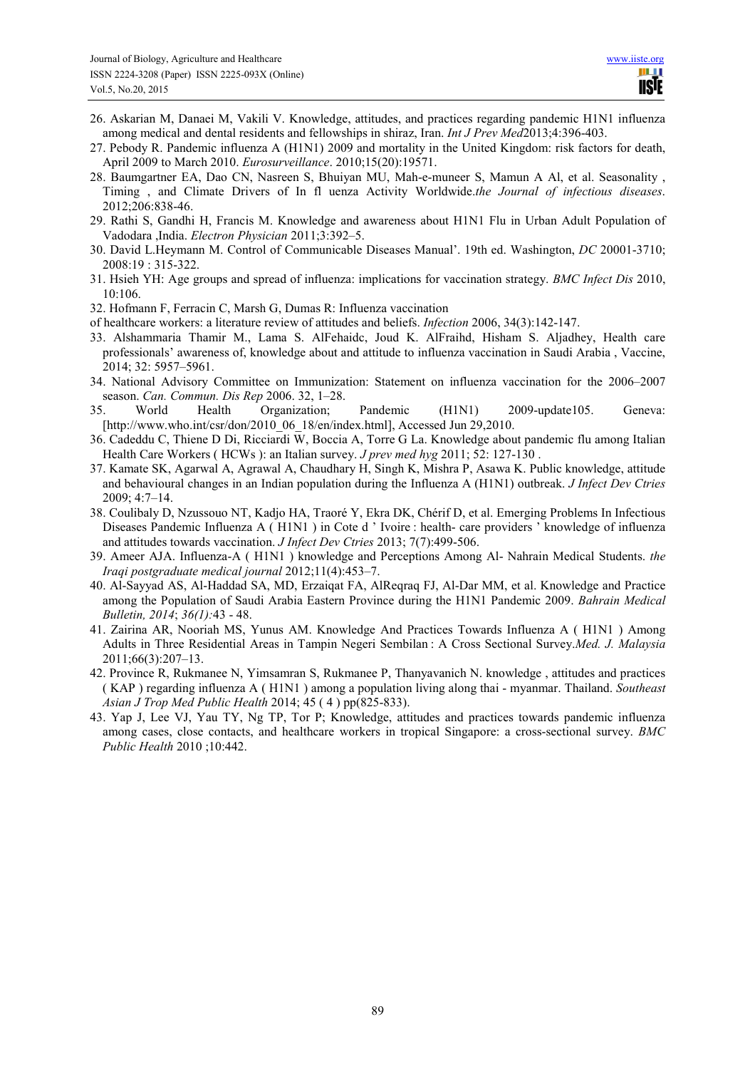26. Askarian M, Danaei M, Vakili V. Knowledge, attitudes, and practices regarding pandemic H1N1 influenza among medical and dental residents and fellowships in shiraz, Iran. *Int J Prev Med*2013;4:396-403.
27. Pebody R. Pandemic influenza A (H1N1) 2009 and mortality in the United Kingdom: risk factors for death, April 2009 to March 2010. *Eurosurveillance*. 2010;15(20):19571.
28. Baumgartner EA, Dao CN, Nasreen S, Bhuiyan MU, Mah-e-muneer S, Mamun A Al, et al. Seasonality , Timing , and Climate Drivers of In fl uenza Activity Worldwide.*the Journal of infectious diseases*. 2012;206:838-46.
29. Rathi S, Gandhi H, Francis M. Knowledge and awareness about H1N1 Flu in Urban Adult Population of Vadodara ,India. *Electron Physician* 2011;3:392–5.
30. David L.Heymann M. Control of Communicable Diseases Manual'. 19th ed. Washington, *DC* 20001-3710; 2008:19 : 315-322.
31. Hsieh YH: Age groups and spread of influenza: implications for vaccination strategy. *BMC Infect Dis* 2010, 10:106.
32. Hofmann F, Ferracin C, Marsh G, Dumas R: Influenza vaccination
of healthcare workers: a literature review of attitudes and beliefs. *Infection* 2006, 34(3):142-147.
33. Alshammaria Thamir M., Lama S. AlFehaidc, Joud K. AlFraihd, Hisham S. Aljadhey, Health care professionals' awareness of, knowledge about and attitude to influenza vaccination in Saudi Arabia , Vaccine, 2014; 32: 5957–5961.
34. National Advisory Committee on Immunization: Statement on influenza vaccination for the 2006–2007 season. *Can. Commun. Dis Rep* 2006. 32, 1–28.
35. World Health Organization; Pandemic (H1N1) 2009-update105. Geneva: [http://www.who.int/csr/don/2010_06_18/en/index.html], Accessed Jun 29,2010.
36. Cadeddu C, Thiene D Di, Ricciardi W, Boccia A, Torre G La. Knowledge about pandemic flu among Italian Health Care Workers ( HCWs ): an Italian survey. *J prev med hyg* 2011; 52: 127-130 .
37. Kamate SK, Agarwal A, Agrawal A, Chaudhary H, Singh K, Mishra P, Asawa K. Public knowledge, attitude and behavioural changes in an Indian population during the Influenza A (H1N1) outbreak. *J Infect Dev Ctries* 2009; 4:7–14.
38. Coulibaly D, Nzussouo NT, Kadjo HA, Traoré Y, Ekra DK, Chérif D, et al. Emerging Problems In Infectious Diseases Pandemic Influenza A ( H1N1 ) in Cote d ' Ivoire : health- care providers ' knowledge of influenza and attitudes towards vaccination. *J Infect Dev Ctries* 2013; 7(7):499-506.
39. Ameer AJA. Influenza-A ( H1N1 ) knowledge and Perceptions Among Al- Nahrain Medical Students. *the Iraqi postgraduate medical journal* 2012;11(4):453–7.
40. Al-Sayyad AS, Al-Haddad SA, MD, Erzaiqat FA, AlReqraq FJ, Al-Dar MM, et al. Knowledge and Practice among the Population of Saudi Arabia Eastern Province during the H1N1 Pandemic 2009. *Bahrain Medical Bulletin, 2014*; *36(1):*43 - 48.
41. Zairina AR, Nooriah MS, Yunus AM. Knowledge And Practices Towards Influenza A ( H1N1 ) Among Adults in Three Residential Areas in Tampin Negeri Sembilan : A Cross Sectional Survey.*Med. J. Malaysia* 2011;66(3):207–13.
42. Province R, Rukmanee N, Yimsamran S, Rukmanee P, Thanyavanich N. knowledge , attitudes and practices ( KAP ) regarding influenza A ( H1N1 ) among a population living along thai - myanmar. Thailand. *Southeast Asian J Trop Med Public Health* 2014; 45 ( 4 ) pp(825-833).
43. Yap J, Lee VJ, Yau TY, Ng TP, Tor P; Knowledge, attitudes and practices towards pandemic influenza among cases, close contacts, and healthcare workers in tropical Singapore: a cross-sectional survey. *BMC Public Health* 2010 ;10:442.